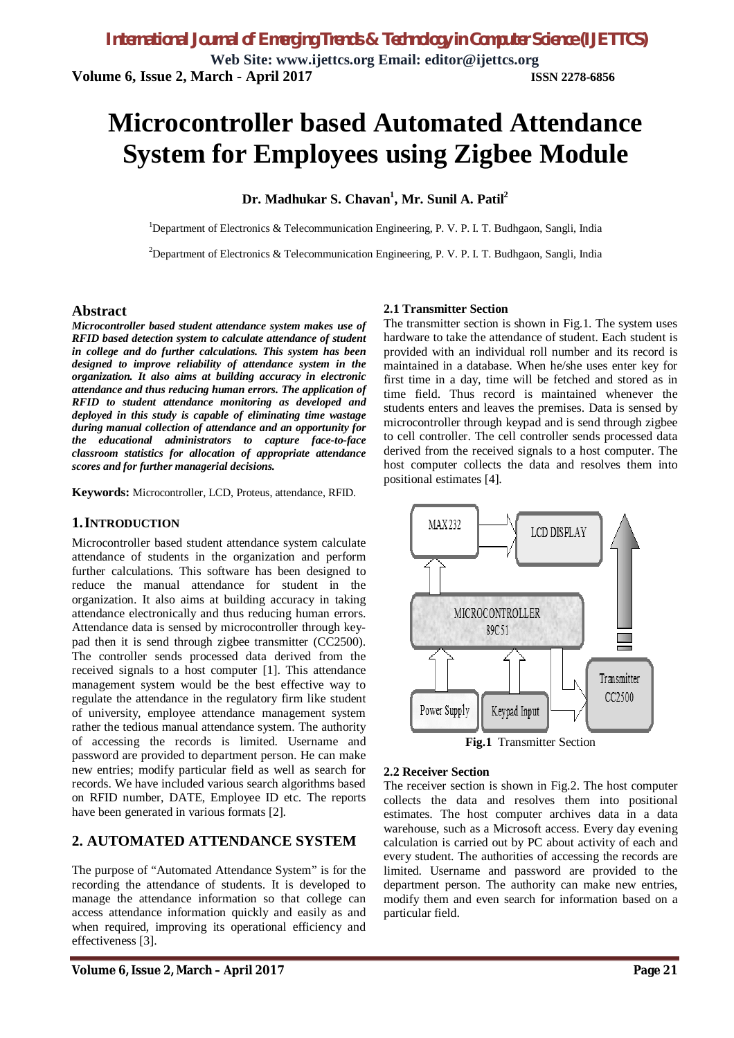# Microcontroller based Automated Attendance System for Employees using Zigbee Module

**Dr. Madhukar S. Chavan[1], Mr. Sunil A. Patil[2]**

[1]Department of Electronics & Telecommunication Engineering, P. V. P. I. T. Budhgaon, Sangli, India

[2]Department of Electronics & Telecommunication Engineering, P. V. P. I. T. Budhgaon, Sangli, India

## Abstract

***Microcontroller based student attendance system makes use of RFID based detection system to calculate attendance of student in college and do further calculations. This system has been designed to improve reliability of attendance system in the organization. It also aims at building accuracy in electronic attendance and thus reducing human errors. The application of RFID to student attendance monitoring as developed and deployed in this study is capable of eliminating time wastage during manual collection of attendance and an opportunity for the educational administrators to capture face-to-face classroom statistics for allocation of appropriate attendance scores and for further managerial decisions.***

**Keywords:** Microcontroller, LCD, Proteus, attendance, RFID.

## 1. INTRODUCTION

Microcontroller based student attendance system calculate attendance of students in the organization and perform further calculations. This software has been designed to reduce the manual attendance for student in the organization. It also aims at building accuracy in taking attendance electronically and thus reducing human errors. Attendance data is sensed by microcontroller through key-pad then it is send through zigbee transmitter (CC2500). The controller sends processed data derived from the received signals to a host computer [1]. This attendance management system would be the best effective way to regulate the attendance in the regulatory firm like student of university, employee attendance management system rather the tedious manual attendance system. The authority of accessing the records is limited. Username and password are provided to department person. He can make new entries; modify particular field as well as search for records. We have included various search algorithms based on RFID number, DATE, Employee ID etc. The reports have been generated in various formats [2].

## 2. AUTOMATED ATTENDANCE SYSTEM

The purpose of "Automated Attendance System" is for the recording the attendance of students. It is developed to manage the attendance information so that college can access attendance information quickly and easily as and when required, improving its operational efficiency and effectiveness [3].

### 2.1 Transmitter Section

The transmitter section is shown in Fig.1. The system uses hardware to take the attendance of student. Each student is provided with an individual roll number and its record is maintained in a database. When he/she uses enter key for first time in a day, time will be fetched and stored as in time field. Thus record is maintained whenever the students enters and leaves the premises. Data is sensed by microcontroller through keypad and is send through zigbee to cell controller. The cell controller sends processed data derived from the received signals to a host computer. The host computer collects the data and resolves them into positional estimates [4].

MAX232 | LCD DISPLAY | MICROCONTROLLER 89C51 | Power Supply | Keypad Input | Transmitter CC2500

**Fig.1** Transmitter Section

### 2.2 Receiver Section

The receiver section is shown in Fig.2. The host computer collects the data and resolves them into positional estimates. The host computer archives data in a data warehouse, such as a Microsoft access. Every day evening calculation is carried out by PC about activity of each and every student. The authorities of accessing the records are limited. Username and password are provided to the department person. The authority can make new entries, modify them and even search for information based on a particular field.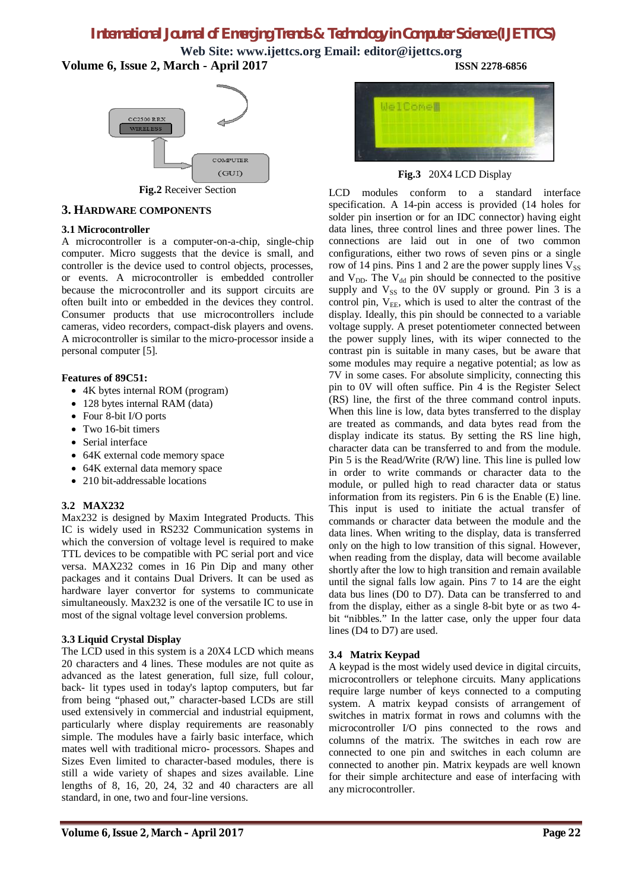**Fig.2** Receiver Section

## 3. HARDWARE COMPONENTS

### 3.1 Microcontroller

A microcontroller is a computer-on-a-chip, single-chip computer. Micro suggests that the device is small, and controller is the device used to control objects, processes, or events. A microcontroller is embedded controller because the microcontroller and its support circuits are often built into or embedded in the devices they control. Consumer products that use microcontrollers include cameras, video recorders, compact-disk players and ovens. A microcontroller is similar to the micro-processor inside a personal computer [5].

**Features of 89C51:**

- 4K bytes internal ROM (program)
- 128 bytes internal RAM (data)
- Four 8-bit I/O ports
- Two 16-bit timers
- Serial interface
- 64K external code memory space
- 64K external data memory space
- 210 bit-addressable locations

### 3.2 MAX232

Max232 is designed by Maxim Integrated Products. This IC is widely used in RS232 Communication systems in which the conversion of voltage level is required to make TTL devices to be compatible with PC serial port and vice versa. MAX232 comes in 16 Pin Dip and many other packages and it contains Dual Drivers. It can be used as hardware layer convertor for systems to communicate simultaneously. Max232 is one of the versatile IC to use in most of the signal voltage level conversion problems.

### 3.3 Liquid Crystal Display

The LCD used in this system is a 20X4 LCD which means 20 characters and 4 lines. These modules are not quite as advanced as the latest generation, full size, full colour, back- lit types used in today's laptop computers, but far from being "phased out," character-based LCDs are still used extensively in commercial and industrial equipment, particularly where display requirements are reasonably simple. The modules have a fairly basic interface, which mates well with traditional micro- processors. Shapes and Sizes Even limited to character-based modules, there is still a wide variety of shapes and sizes available. Line lengths of 8, 16, 20, 24, 32 and 40 characters are all standard, in one, two and four-line versions.

**Fig.3** 20X4 LCD Display

LCD modules conform to a standard interface specification. A 14-pin access is provided (14 holes for solder pin insertion or for an IDC connector) having eight data lines, three control lines and three power lines. The connections are laid out in one of two common configurations, either two rows of seven pins or a single row of 14 pins. Pins 1 and 2 are the power supply lines $V_{SS}$ and $V_{DD}$. The $V_{dd}$ pin should be connected to the positive supply and $V_{SS}$ to the 0V supply or ground. Pin 3 is a control pin, $V_{EE}$, which is used to alter the contrast of the display. Ideally, this pin should be connected to a variable voltage supply. A preset potentiometer connected between the power supply lines, with its wiper connected to the contrast pin is suitable in many cases, but be aware that some modules may require a negative potential; as low as 7V in some cases. For absolute simplicity, connecting this pin to 0V will often suffice. Pin 4 is the Register Select (RS) line, the first of the three command control inputs. When this line is low, data bytes transferred to the display are treated as commands, and data bytes read from the display indicate its status. By setting the RS line high, character data can be transferred to and from the module. Pin 5 is the Read/Write (R/W) line. This line is pulled low in order to write commands or character data to the module, or pulled high to read character data or status information from its registers. Pin 6 is the Enable (E) line. This input is used to initiate the actual transfer of commands or character data between the module and the data lines. When writing to the display, data is transferred only on the high to low transition of this signal. However, when reading from the display, data will become available shortly after the low to high transition and remain available until the signal falls low again. Pins 7 to 14 are the eight data bus lines (D0 to D7). Data can be transferred to and from the display, either as a single 8-bit byte or as two 4-bit "nibbles." In the latter case, only the upper four data lines (D4 to D7) are used.

### 3.4 Matrix Keypad

A keypad is the most widely used device in digital circuits, microcontrollers or telephone circuits. Many applications require large number of keys connected to a computing system. A matrix keypad consists of arrangement of switches in matrix format in rows and columns with the microcontroller I/O pins connected to the rows and columns of the matrix. The switches in each row are connected to one pin and switches in each column are connected to another pin. Matrix keypads are well known for their simple architecture and ease of interfacing with any microcontroller.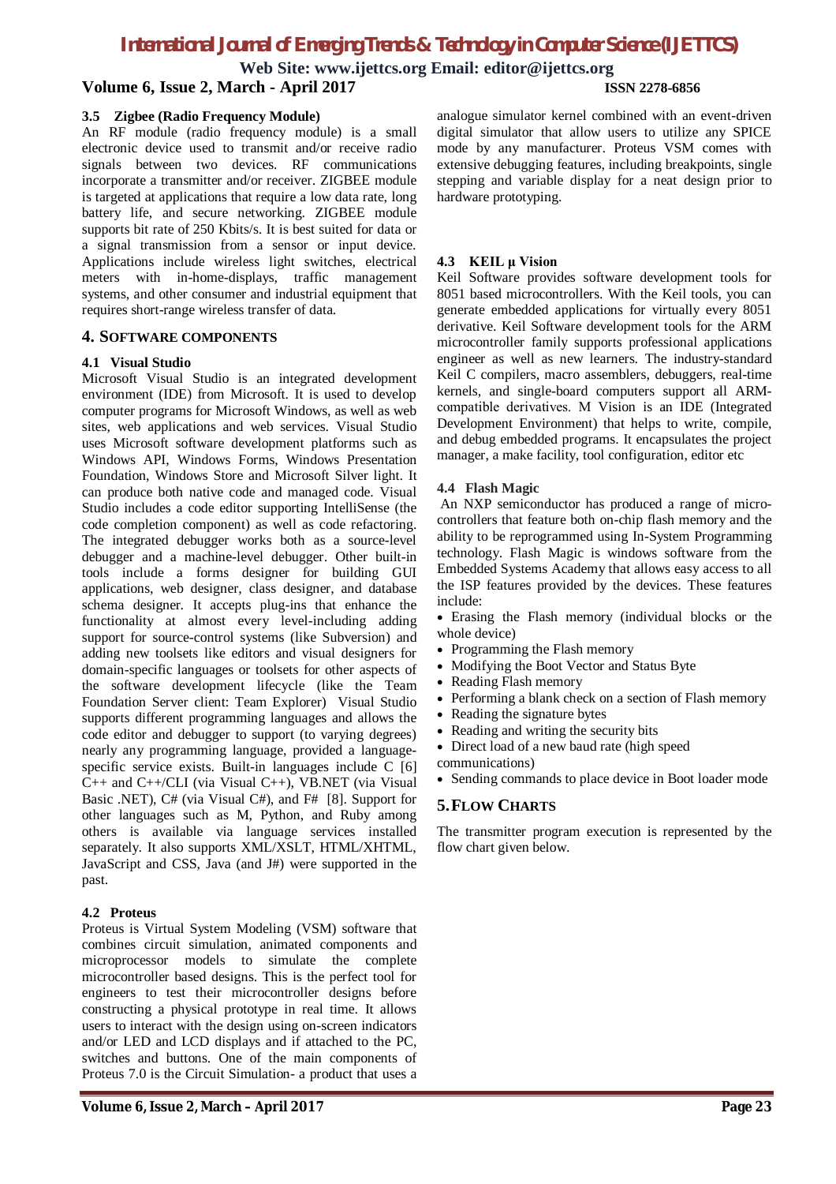### 3.5 Zigbee (Radio Frequency Module)

An RF module (radio frequency module) is a small electronic device used to transmit and/or receive radio signals between two devices. RF communications incorporate a transmitter and/or receiver. ZIGBEE module is targeted at applications that require a low data rate, long battery life, and secure networking. ZIGBEE module supports bit rate of 250 Kbits/s. It is best suited for data or a signal transmission from a sensor or input device. Applications include wireless light switches, electrical meters with in-home-displays, traffic management systems, and other consumer and industrial equipment that requires short-range wireless transfer of data.

## 4. SOFTWARE COMPONENTS

### 4.1 Visual Studio

Microsoft Visual Studio is an integrated development environment (IDE) from Microsoft. It is used to develop computer programs for Microsoft Windows, as well as web sites, web applications and web services. Visual Studio uses Microsoft software development platforms such as Windows API, Windows Forms, Windows Presentation Foundation, Windows Store and Microsoft Silver light. It can produce both native code and managed code. Visual Studio includes a code editor supporting IntelliSense (the code completion component) as well as code refactoring. The integrated debugger works both as a source-level debugger and a machine-level debugger. Other built-in tools include a forms designer for building GUI applications, web designer, class designer, and database schema designer. It accepts plug-ins that enhance the functionality at almost every level-including adding support for source-control systems (like Subversion) and adding new toolsets like editors and visual designers for domain-specific languages or toolsets for other aspects of the software development lifecycle (like the Team Foundation Server client: Team Explorer) Visual Studio supports different programming languages and allows the code editor and debugger to support (to varying degrees) nearly any programming language, provided a language-specific service exists. Built-in languages include C [6] C++ and C++/CLI (via Visual C++), VB.NET (via Visual Basic .NET), C# (via Visual C#), and F# [8]. Support for other languages such as M, Python, and Ruby among others is available via language services installed separately. It also supports XML/XSLT, HTML/XHTML, JavaScript and CSS, Java (and J#) were supported in the past.

### 4.2 Proteus

Proteus is Virtual System Modeling (VSM) software that combines circuit simulation, animated components and microprocessor models to simulate the complete microcontroller based designs. This is the perfect tool for engineers to test their microcontroller designs before constructing a physical prototype in real time. It allows users to interact with the design using on-screen indicators and/or LED and LCD displays and if attached to the PC, switches and buttons. One of the main components of Proteus 7.0 is the Circuit Simulation- a product that uses a analogue simulator kernel combined with an event-driven digital simulator that allow users to utilize any SPICE mode by any manufacturer. Proteus VSM comes with extensive debugging features, including breakpoints, single stepping and variable display for a neat design prior to hardware prototyping.

### 4.3 KEIL µ Vision

Keil Software provides software development tools for 8051 based microcontrollers. With the Keil tools, you can generate embedded applications for virtually every 8051 derivative. Keil Software development tools for the ARM microcontroller family supports professional applications engineer as well as new learners. The industry-standard Keil C compilers, macro assemblers, debuggers, real-time kernels, and single-board computers support all ARM-compatible derivatives. M Vision is an IDE (Integrated Development Environment) that helps to write, compile, and debug embedded programs. It encapsulates the project manager, a make facility, tool configuration, editor etc

### 4.4 Flash Magic

An NXP semiconductor has produced a range of micro-controllers that feature both on-chip flash memory and the ability to be reprogrammed using In-System Programming technology. Flash Magic is windows software from the Embedded Systems Academy that allows easy access to all the ISP features provided by the devices. These features include:

- Erasing the Flash memory (individual blocks or the whole device)
- Programming the Flash memory
- Modifying the Boot Vector and Status Byte
- Reading Flash memory
- Performing a blank check on a section of Flash memory
- Reading the signature bytes
- Reading and writing the security bits
- Direct load of a new baud rate (high speed communications)
- Sending commands to place device in Boot loader mode

## 5. FLOW CHARTS

The transmitter program execution is represented by the flow chart given below.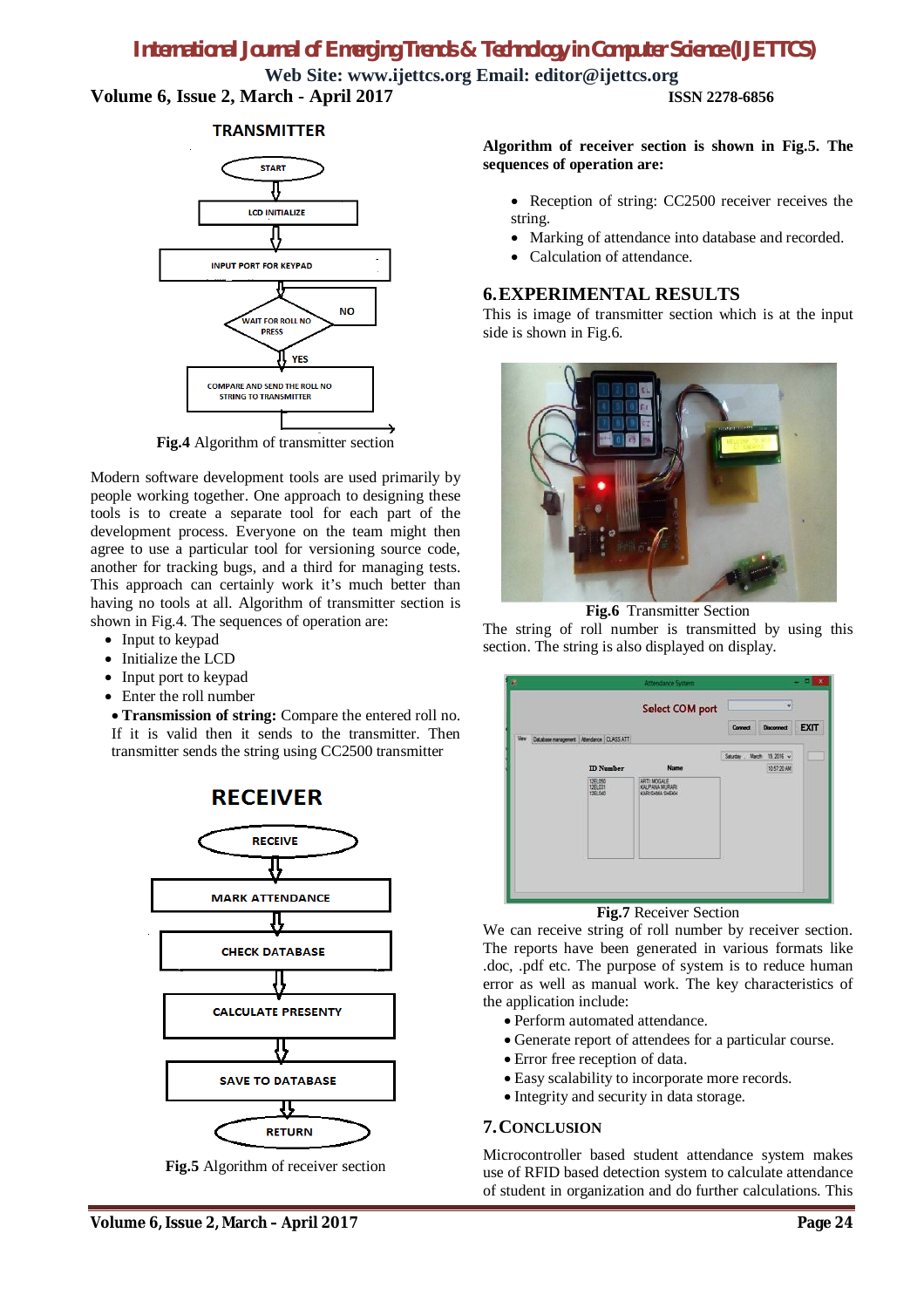TRANSMITTER

START → LCD INITIALIZE → INPUT PORT FOR KEYPAD → WAIT FOR ROLL NO PRESS (NO / YES) → COMPARE AND SEND THE ROLL NO STRING TO TRANSMITTER

**Fig.4** Algorithm of transmitter section

Modern software development tools are used primarily by people working together. One approach to designing these tools is to create a separate tool for each part of the development process. Everyone on the team might then agree to use a particular tool for versioning source code, another for tracking bugs, and a third for managing tests. This approach can certainly work it's much better than having no tools at all. Algorithm of transmitter section is shown in Fig.4. The sequences of operation are:

- Input to keypad
- Initialize the LCD
- Input port to keypad
- Enter the roll number
- **Transmission of string:** Compare the entered roll no. If it is valid then it sends to the transmitter. Then transmitter sends the string using CC2500 transmitter

RECEIVER

RECEIVE → MARK ATTENDANCE → CHECK DATABASE → CALCULATE PRESENTY → SAVE TO DATABASE → RETURN

**Fig.5** Algorithm of receiver section

**Algorithm of receiver section is shown in Fig.5. The sequences of operation are:**

- Reception of string: CC2500 receiver receives the string.
- Marking of attendance into database and recorded.
- Calculation of attendance.

## 6. EXPERIMENTAL RESULTS

This is image of transmitter section which is at the input side is shown in Fig.6.

**Fig.6** Transmitter Section

The string of roll number is transmitted by using this section. The string is also displayed on display.

**Fig.7** Receiver Section

We can receive string of roll number by receiver section. The reports have been generated in various formats like .doc, .pdf etc. The purpose of system is to reduce human error as well as manual work. The key characteristics of the application include:

- Perform automated attendance.
- Generate report of attendees for a particular course.
- Error free reception of data.
- Easy scalability to incorporate more records.
- Integrity and security in data storage.

## 7. CONCLUSION

Microcontroller based student attendance system makes use of RFID based detection system to calculate attendance of student in organization and do further calculations. This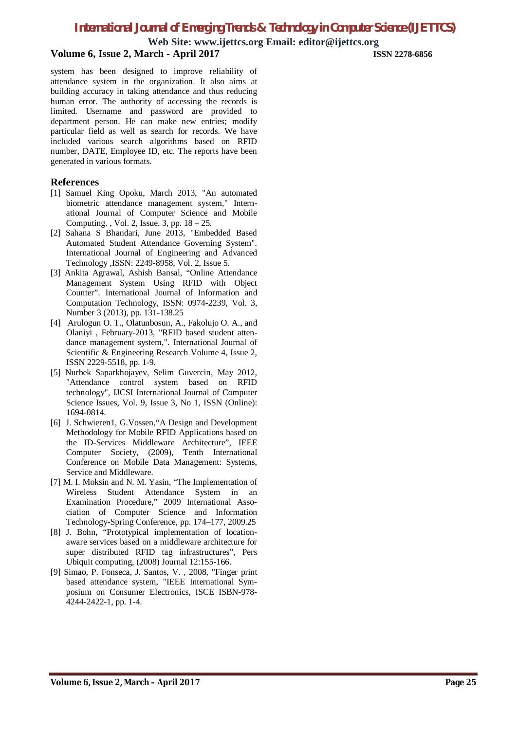system has been designed to improve reliability of attendance system in the organization. It also aims at building accuracy in taking attendance and thus reducing human error. The authority of accessing the records is limited. Username and password are provided to department person. He can make new entries; modify particular field as well as search for records. We have included various search algorithms based on RFID number, DATE, Employee ID, etc. The reports have been generated in various formats.

## References

[1] Samuel King Opoku, March 2013, "An automated biometric attendance management system," International Journal of Computer Science and Mobile Computing. , Vol. 2, Issue. 3, pp. 18 – 25.

[2] Sahana S Bhandari, June 2013, "Embedded Based Automated Student Attendance Governing System". International Journal of Engineering and Advanced Technology ,ISSN: 2249-8958, Vol. 2, Issue 5.

[3] Ankita Agrawal, Ashish Bansal, “Online Attendance Management System Using RFID with Object Counter”. International Journal of Information and Computation Technology, ISSN: 0974-2239, Vol. 3, Number 3 (2013), pp. 131-138.25

[4] Arulogun O. T., Olatunbosun, A., Fakolujo O. A., and Olaniyi , February-2013, "RFID based student attendance management system,". International Journal of Scientific & Engineering Research Volume 4, Issue 2, ISSN 2229-5518, pp. 1-9.

[5] Nurbek Saparkhojayev, Selim Guvercin, May 2012, "Attendance control system based on RFID technology", IJCSI International Journal of Computer Science Issues, Vol. 9, Issue 3, No 1, ISSN (Online): 1694-0814.

[6] J. Schwieren1, G.Vossen,“A Design and Development Methodology for Mobile RFID Applications based on the ID-Services Middleware Architecture”, IEEE Computer Society, (2009), Tenth International Conference on Mobile Data Management: Systems, Service and Middleware.

[7] M. I. Moksin and N. M. Yasin, “The Implementation of Wireless Student Attendance System in an Examination Procedure,” 2009 International Association of Computer Science and Information Technology-Spring Conference, pp. 174–177, 2009.25

[8] J. Bohn, “Prototypical implementation of location-aware services based on a middleware architecture for super distributed RFID tag infrastructures”, Pers Ubiquit computing, (2008) Journal 12:155-166.

[9] Simao, P. Fonseca, J. Santos, V. , 2008, "Finger print based attendance system, "IEEE International Symposium on Consumer Electronics, ISCE ISBN-978-4244-2422-1, pp. 1-4.